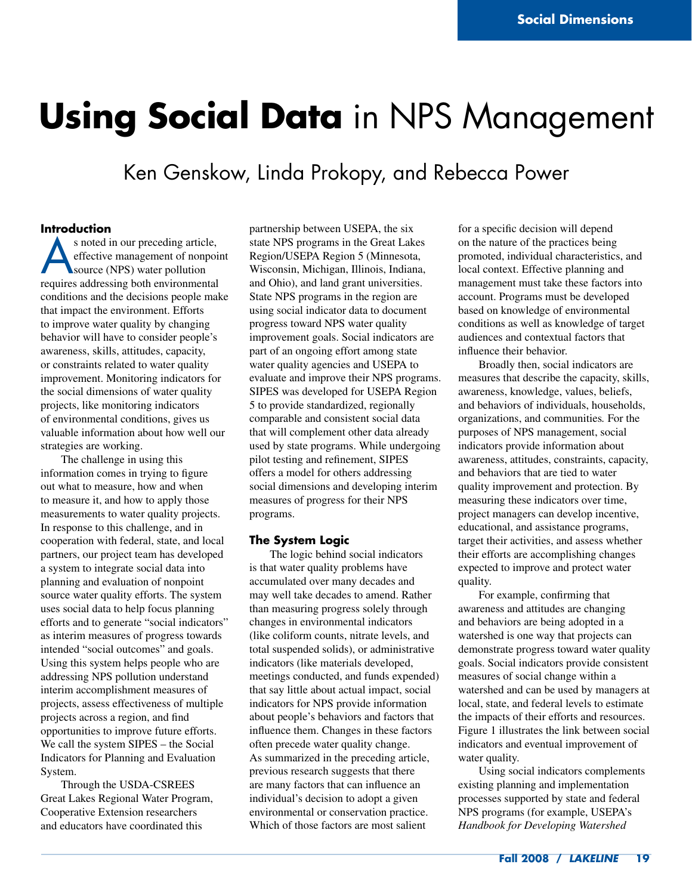# **Using Social Data** in NPS Management

## Ken Genskow, Linda Prokopy, and Rebecca Power

### Introduction

As noted in our preceding article, effective management of nonpoint source (NPS) water pollution requires addressing both environmental conditions and the decisions people make that impact the environment. Efforts to improve water quality by changing behavior will have to consider people's awareness, skills, attitudes, capacity, or constraints related to water quality improvement. Monitoring indicators for the social dimensions of water quality projects, like monitoring indicators of environmental conditions, gives us valuable information about how well our strategies are working.

The challenge in using this information comes in trying to figure out what to measure, how and when to measure it, and how to apply those measurements to water quality projects. In response to this challenge, and in cooperation with federal, state, and local partners, our project team has developed a system to integrate social data into planning and evaluation of nonpoint source water quality efforts. The system uses social data to help focus planning efforts and to generate "social indicators" as interim measures of progress towards intended "social outcomes" and goals. Using this system helps people who are addressing NPS pollution understand interim accomplishment measures of projects, assess effectiveness of multiple projects across a region, and find opportunities to improve future efforts. We call the system SIPES – the Social Indicators for Planning and Evaluation System.

Through the USDA-CSREES Great Lakes Regional Water Program, Cooperative Extension researchers and educators have coordinated this partnership between USEPA, the six state NPS programs in the Great Lakes Region/USEPA Region 5 (Minnesota, Wisconsin, Michigan, Illinois, Indiana, and Ohio), and land grant universities. State NPS programs in the region are using social indicator data to document progress toward NPS water quality improvement goals. Social indicators are part of an ongoing effort among state water quality agencies and USEPA to evaluate and improve their NPS programs. SIPES was developed for USEPA Region 5 to provide standardized, regionally comparable and consistent social data that will complement other data already used by state programs. While undergoing pilot testing and refinement, SIPES offers a model for others addressing social dimensions and developing interim measures of progress for their NPS programs.

### The System Logic

The logic behind social indicators is that water quality problems have accumulated over many decades and may well take decades to amend. Rather than measuring progress solely through changes in environmental indicators (like coliform counts, nitrate levels, and total suspended solids), or administrative indicators (like materials developed, meetings conducted, and funds expended) that say little about actual impact, social indicators for NPS provide information about people's behaviors and factors that influence them. Changes in these factors often precede water quality change. As summarized in the preceding article, previous research suggests that there are many factors that can influence an individual's decision to adopt a given environmental or conservation practice. Which of those factors are most salient for a specific decision will depend on the nature of the practices being promoted, individual characteristics, and local context. Effective planning and management must take these factors into account. Programs must be developed based on knowledge of environmental conditions as well as knowledge of target audiences and contextual factors that influence their behavior.

Broadly then, social indicators are measures that describe the capacity, skills, awareness, knowledge, values, beliefs, and behaviors of individuals, households, organizations, and communities. For the purposes of NPS management, social indicators provide information about awareness, attitudes, constraints, capacity, and behaviors that are tied to water quality improvement and protection. By measuring these indicators over time, project managers can develop incentive, educational, and assistance programs, target their activities, and assess whether their efforts are accomplishing changes expected to improve and protect water quality.

For example, confirming that awareness and attitudes are changing and behaviors are being adopted in a watershed is one way that projects can demonstrate progress toward water quality goals. Social indicators provide consistent measures of social change within a watershed and can be used by managers at local, state, and federal levels to estimate the impacts of their efforts and resources. Figure 1 illustrates the link between social indicators and eventual improvement of water quality.

Using social indicators complements existing planning and implementation processes supported by state and federal NPS programs (for example, USEPA's *Handbook for Developing Watershed*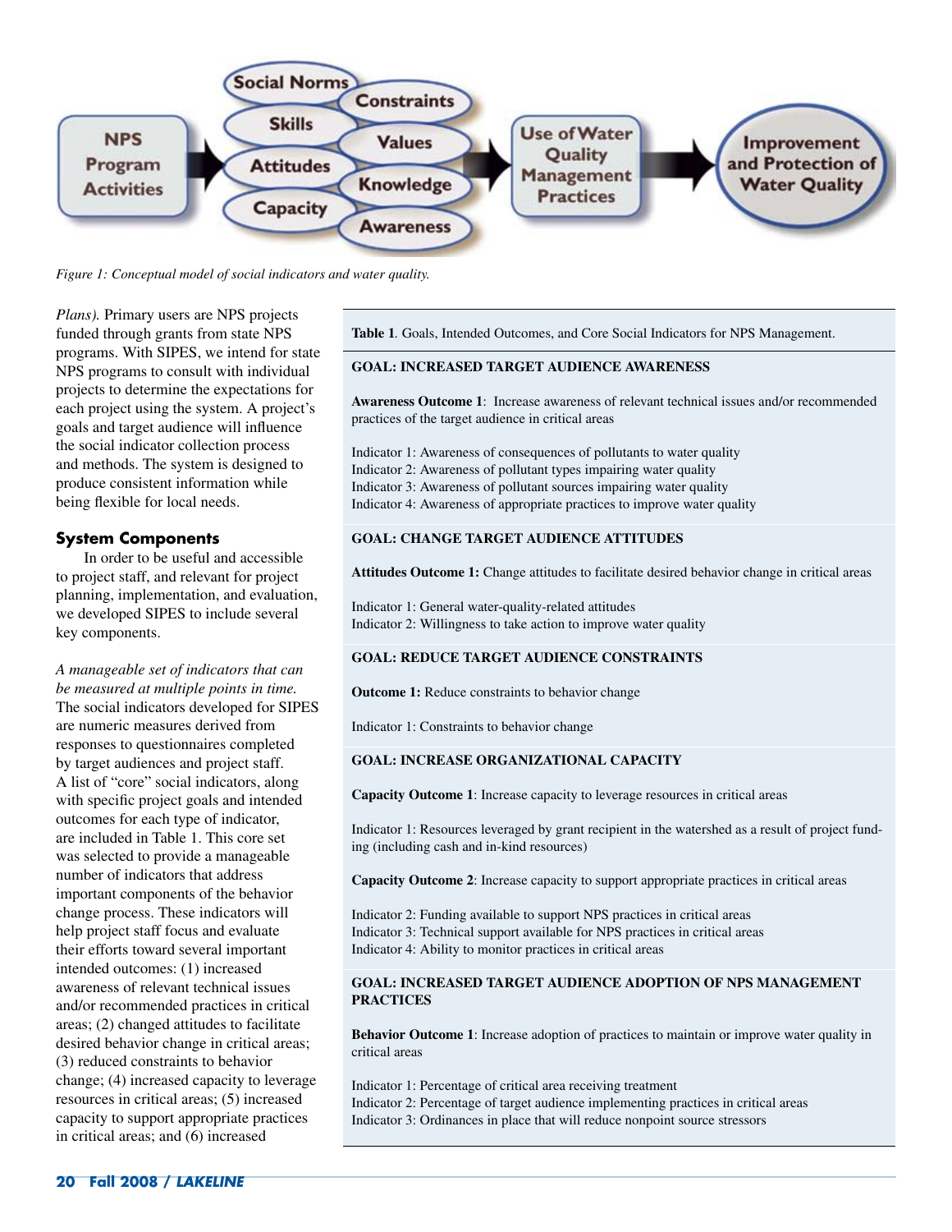Figure 1: Conceptual model of social indicators and water quality.

*Plans).* Primary users are NPS projects funded through grants from state NPS programs. With SIPES, we intend for state NPS programs to consult with individual projects to determine the expectations for each project using the system. A project's goals and target audience will influence the social indicator collection process and methods. The system is designed to produce consistent information while being flexible for local needs.

## System Components

In order to be useful and accessible to project staff, and relevant for project planning, implementation, and evaluation, we developed SIPES to include several key components.

*A manageable set of indicators that can be measured at multiple points in time.* The social indicators developed for SIPES are numeric measures derived from responses to questionnaires completed by target audiences and project staff. A list of "core" social indicators, along with specific project goals and intended outcomes for each type of indicator, are included in Table 1. This core set was selected to provide a manageable number of indicators that address important components of the behavior change process. These indicators will help project staff focus and evaluate their efforts toward several important intended outcomes: (1) increased awareness of relevant technical issues and/or recommended practices in critical areas; (2) changed attitudes to facilitate desired behavior change in critical areas; (3) reduced constraints to behavior change; (4) increased capacity to leverage resources in critical areas; (5) increased capacity to support appropriate practices in critical areas; and (6) increased

**Table 1**. Goals, Intended Outcomes, and Core Social Indicators for NPS Management.

**GOAL: INCREASED TARGET AUDIENCE AWARENESS**

**Awareness Outcome 1**: Increase awareness of relevant technical issues and/or recommended practices of the target audience in critical areas

Indicator 1: Awareness of consequences of pollutants to water quality
Indicator 2: Awareness of pollutant types impairing water quality
Indicator 3: Awareness of pollutant sources impairing water quality
Indicator 4: Awareness of appropriate practices to improve water quality

**GOAL: CHANGE TARGET AUDIENCE ATTITUDES**

**Attitudes Outcome 1:** Change attitudes to facilitate desired behavior change in critical areas

Indicator 1: General water-quality-related attitudes
Indicator 2: Willingness to take action to improve water quality

**GOAL: REDUCE TARGET AUDIENCE CONSTRAINTS**

**Outcome 1:** Reduce constraints to behavior change

Indicator 1: Constraints to behavior change

**GOAL: INCREASE ORGANIZATIONAL CAPACITY**

**Capacity Outcome 1**: Increase capacity to leverage resources in critical areas

Indicator 1: Resources leveraged by grant recipient in the watershed as a result of project funding (including cash and in-kind resources)

**Capacity Outcome 2**: Increase capacity to support appropriate practices in critical areas

Indicator 2: Funding available to support NPS practices in critical areas
Indicator 3: Technical support available for NPS practices in critical areas
Indicator 4: Ability to monitor practices in critical areas

**GOAL: INCREASED TARGET AUDIENCE ADOPTION OF NPS MANAGEMENT PRACTICES**

**Behavior Outcome 1**: Increase adoption of practices to maintain or improve water quality in critical areas

Indicator 1: Percentage of critical area receiving treatment
Indicator 2: Percentage of target audience implementing practices in critical areas
Indicator 3: Ordinances in place that will reduce nonpoint source stressors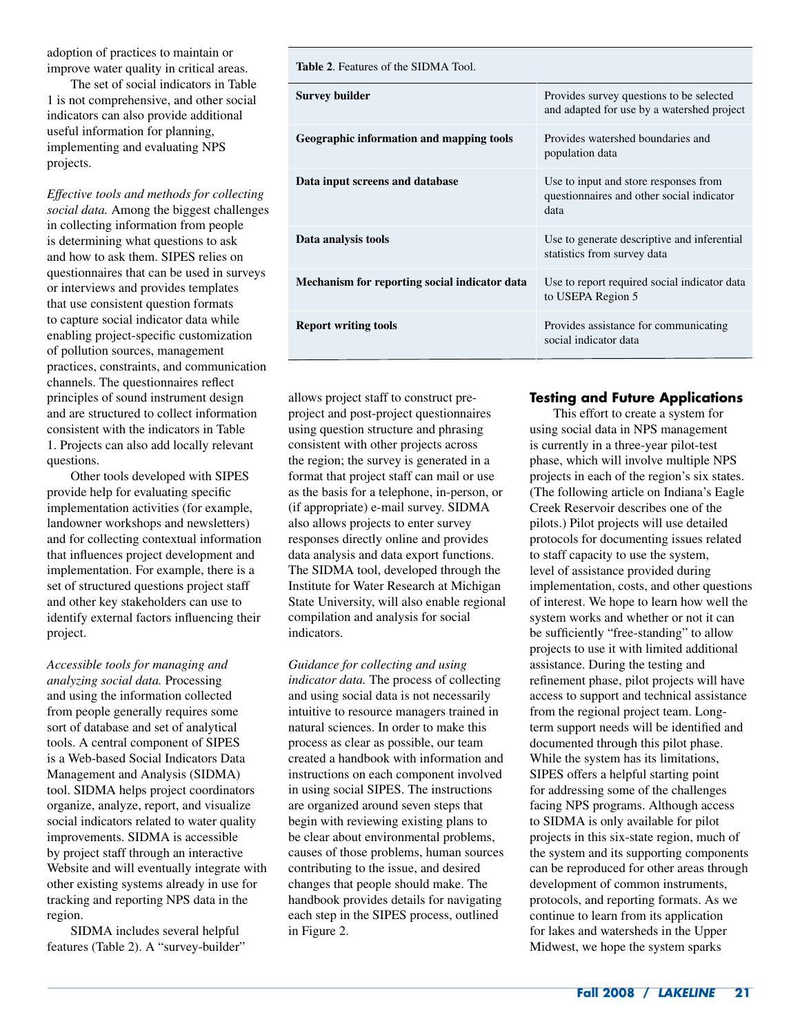adoption of practices to maintain or improve water quality in critical areas.

The set of social indicators in Table 1 is not comprehensive, and other social indicators can also provide additional useful information for planning, implementing and evaluating NPS projects.

*Effective tools and methods for collecting social data.* Among the biggest challenges in collecting information from people is determining what questions to ask and how to ask them. SIPES relies on questionnaires that can be used in surveys or interviews and provides templates that use consistent question formats to capture social indicator data while enabling project-specific customization of pollution sources, management practices, constraints, and communication channels. The questionnaires reflect principles of sound instrument design and are structured to collect information consistent with the indicators in Table 1. Projects can also add locally relevant questions.

Other tools developed with SIPES provide help for evaluating specific implementation activities (for example, landowner workshops and newsletters) and for collecting contextual information that influences project development and implementation. For example, there is a set of structured questions project staff and other key stakeholders can use to identify external factors influencing their project.

*Accessible tools for managing and analyzing social data.* Processing and using the information collected from people generally requires some sort of database and set of analytical tools. A central component of SIPES is a Web-based Social Indicators Data Management and Analysis (SIDMA) tool. SIDMA helps project coordinators organize, analyze, report, and visualize social indicators related to water quality improvements. SIDMA is accessible by project staff through an interactive Website and will eventually integrate with other existing systems already in use for tracking and reporting NPS data in the region.

SIDMA includes several helpful features (Table 2). A "survey-builder" allows project staff to construct pre-project and post-project questionnaires using question structure and phrasing consistent with other projects across the region; the survey is generated in a format that project staff can mail or use as the basis for a telephone, in-person, or (if appropriate) e-mail survey. SIDMA also allows projects to enter survey responses directly online and provides data analysis and data export functions. The SIDMA tool, developed through the Institute for Water Research at Michigan State University, will also enable regional compilation and analysis for social indicators.

**Table 2**. Features of the SIDMA Tool.

| | |
|---|---|
| **Survey builder** | Provides survey questions to be selected and adapted for use by a watershed project |
| **Geographic information and mapping tools** | Provides watershed boundaries and population data |
| **Data input screens and database** | Use to input and store responses from questionnaires and other social indicator data |
| **Data analysis tools** | Use to generate descriptive and inferential statistics from survey data |
| **Mechanism for reporting social indicator data** | Use to report required social indicator data to USEPA Region 5 |
| **Report writing tools** | Provides assistance for communicating social indicator data |

*Guidance for collecting and using indicator data.* The process of collecting and using social data is not necessarily intuitive to resource managers trained in natural sciences. In order to make this process as clear as possible, our team created a handbook with information and instructions on each component involved in using social SIPES. The instructions are organized around seven steps that begin with reviewing existing plans to be clear about environmental problems, causes of those problems, human sources contributing to the issue, and desired changes that people should make. The handbook provides details for navigating each step in the SIPES process, outlined in Figure 2.

## Testing and Future Applications

This effort to create a system for using social data in NPS management is currently in a three-year pilot-test phase, which will involve multiple NPS projects in each of the region's six states. (The following article on Indiana's Eagle Creek Reservoir describes one of the pilots.) Pilot projects will use detailed protocols for documenting issues related to staff capacity to use the system, level of assistance provided during implementation, costs, and other questions of interest. We hope to learn how well the system works and whether or not it can be sufficiently "free-standing" to allow projects to use it with limited additional assistance. During the testing and refinement phase, pilot projects will have access to support and technical assistance from the regional project team. Long-term support needs will be identified and documented through this pilot phase. While the system has its limitations, SIPES offers a helpful starting point for addressing some of the challenges facing NPS programs. Although access to SIDMA is only available for pilot projects in this six-state region, much of the system and its supporting components can be reproduced for other areas through development of common instruments, protocols, and reporting formats. As we continue to learn from its application for lakes and watersheds in the Upper Midwest, we hope the system sparks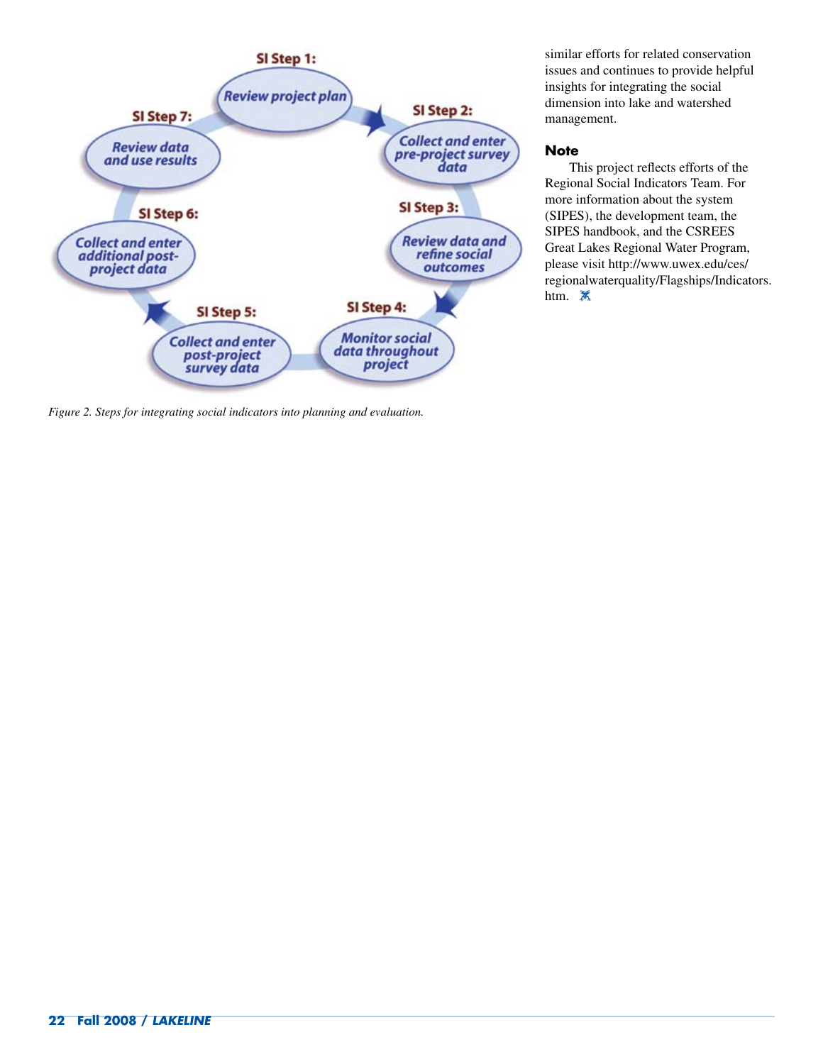SI Step 1:
Review project plan

SI Step 2:
Collect and enter pre-project survey data

SI Step 3:
Review data and refine social outcomes

SI Step 4:
Monitor social data throughout project

SI Step 5:
Collect and enter post-project survey data

SI Step 6:
Collect and enter additional post-project data

SI Step 7:
Review data and use results

*Figure 2. Steps for integrating social indicators into planning and evaluation.*

similar efforts for related conservation issues and continues to provide helpful insights for integrating the social dimension into lake and watershed management.

## Note

This project reflects efforts of the Regional Social Indicators Team. For more information about the system (SIPES), the development team, the SIPES handbook, and the CSREES Great Lakes Regional Water Program, please visit http://www.uwex.edu/ces/regionalwaterquality/Flagships/Indicators.htm.